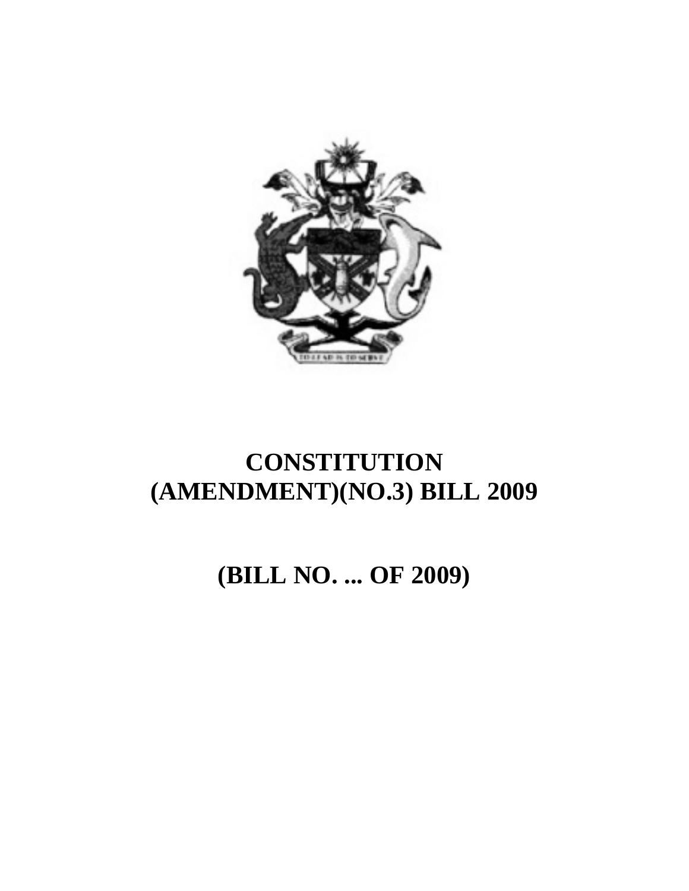# CONSTITUTION (AMENDMENT)(NO.3) BILL 2009

## (BILL NO. ... OF 2009)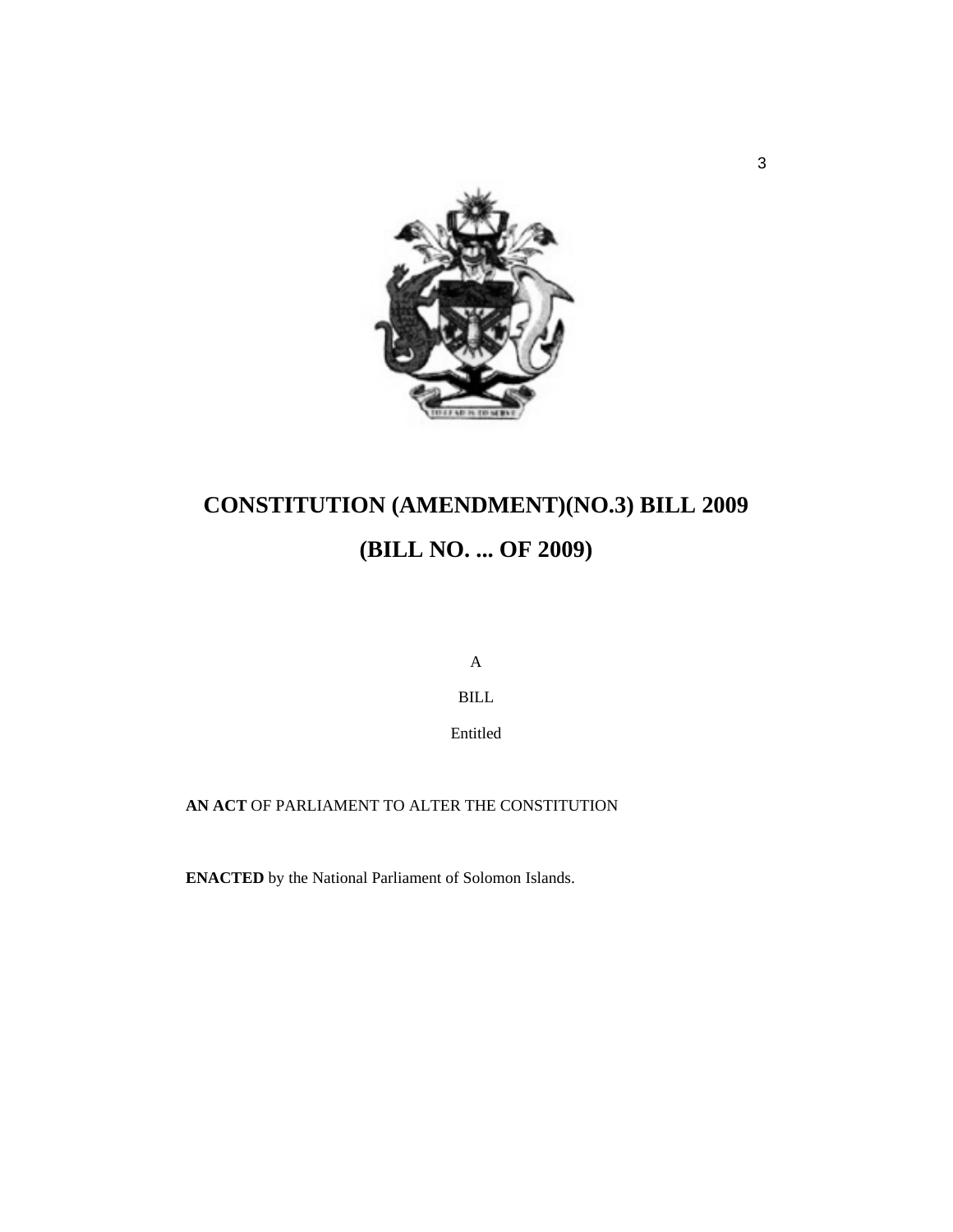# CONSTITUTION (AMENDMENT)(NO.3) BILL 2009

# (BILL NO. ... OF 2009)

A

BILL

Entitled

**AN ACT** OF PARLIAMENT TO ALTER THE CONSTITUTION

**ENACTED** by the National Parliament of Solomon Islands.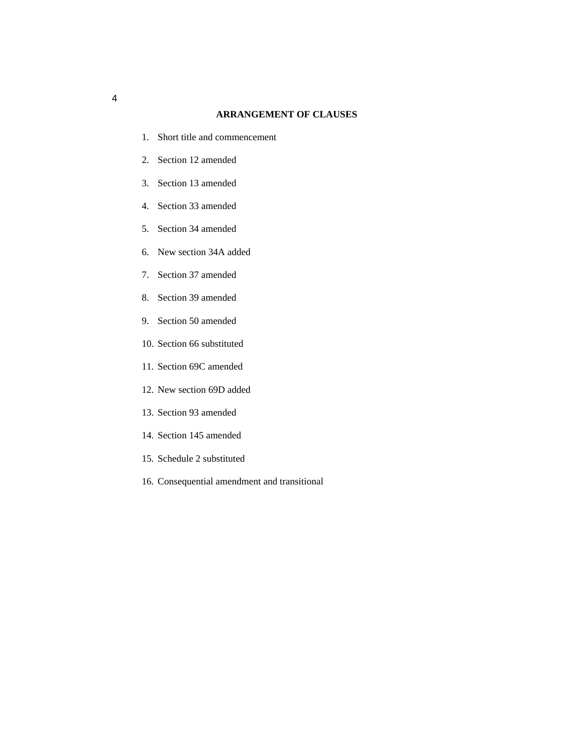## ARRANGEMENT OF CLAUSES

1. Short title and commencement
2. Section 12 amended
3. Section 13 amended
4. Section 33 amended
5. Section 34 amended
6. New section 34A added
7. Section 37 amended
8. Section 39 amended
9. Section 50 amended
10. Section 66 substituted
11. Section 69C amended
12. New section 69D added
13. Section 93 amended
14. Section 145 amended
15. Schedule 2 substituted
16. Consequential amendment and transitional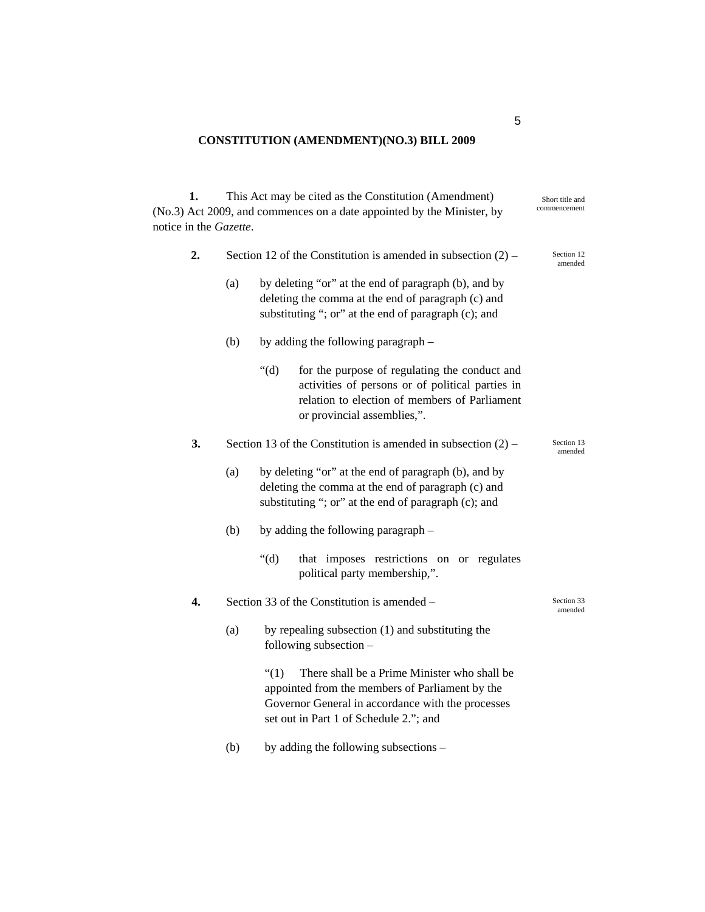## CONSTITUTION (AMENDMENT)(NO.3) BILL 2009

**1.** This Act may be cited as the Constitution (Amendment) (No.3) Act 2009, and commences on a date appointed by the Minister, by notice in the *Gazette*.

Short title and commencement

**2.** Section 12 of the Constitution is amended in subsection (2) –

Section 12 amended

(a) by deleting "or" at the end of paragraph (b), and by deleting the comma at the end of paragraph (c) and substituting "; or" at the end of paragraph (c); and

(b) by adding the following paragraph –

"(d) for the purpose of regulating the conduct and activities of persons or of political parties in relation to election of members of Parliament or provincial assemblies,".

**3.** Section 13 of the Constitution is amended in subsection (2) –

Section 13 amended

(a) by deleting "or" at the end of paragraph (b), and by deleting the comma at the end of paragraph (c) and substituting "; or" at the end of paragraph (c); and

(b) by adding the following paragraph –

"(d) that imposes restrictions on or regulates political party membership,".

**4.** Section 33 of the Constitution is amended –

Section 33 amended

(a) by repealing subsection (1) and substituting the following subsection –

"(1) There shall be a Prime Minister who shall be appointed from the members of Parliament by the Governor General in accordance with the processes set out in Part 1 of Schedule 2."; and

(b) by adding the following subsections –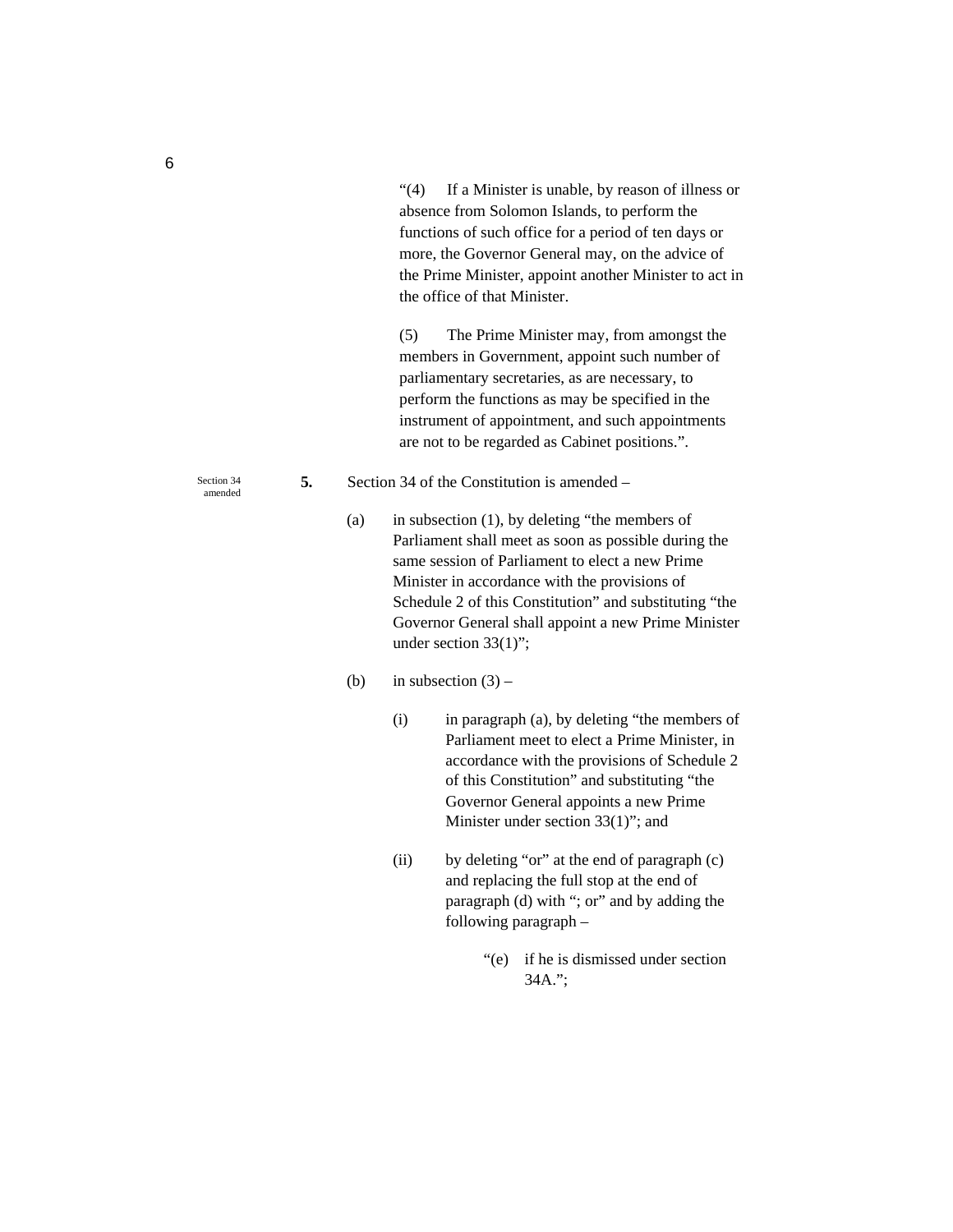"(4) If a Minister is unable, by reason of illness or absence from Solomon Islands, to perform the functions of such office for a period of ten days or more, the Governor General may, on the advice of the Prime Minister, appoint another Minister to act in the office of that Minister.

(5) The Prime Minister may, from amongst the members in Government, appoint such number of parliamentary secretaries, as are necessary, to perform the functions as may be specified in the instrument of appointment, and such appointments are not to be regarded as Cabinet positions.".

Section 34 amended

**5.** Section 34 of the Constitution is amended –

(a) in subsection (1), by deleting "the members of Parliament shall meet as soon as possible during the same session of Parliament to elect a new Prime Minister in accordance with the provisions of Schedule 2 of this Constitution" and substituting "the Governor General shall appoint a new Prime Minister under section 33(1)";

(b) in subsection (3) –

(i) in paragraph (a), by deleting "the members of Parliament meet to elect a Prime Minister, in accordance with the provisions of Schedule 2 of this Constitution" and substituting "the Governor General appoints a new Prime Minister under section 33(1)"; and

(ii) by deleting "or" at the end of paragraph (c) and replacing the full stop at the end of paragraph (d) with "; or" and by adding the following paragraph –

"(e) if he is dismissed under section 34A.";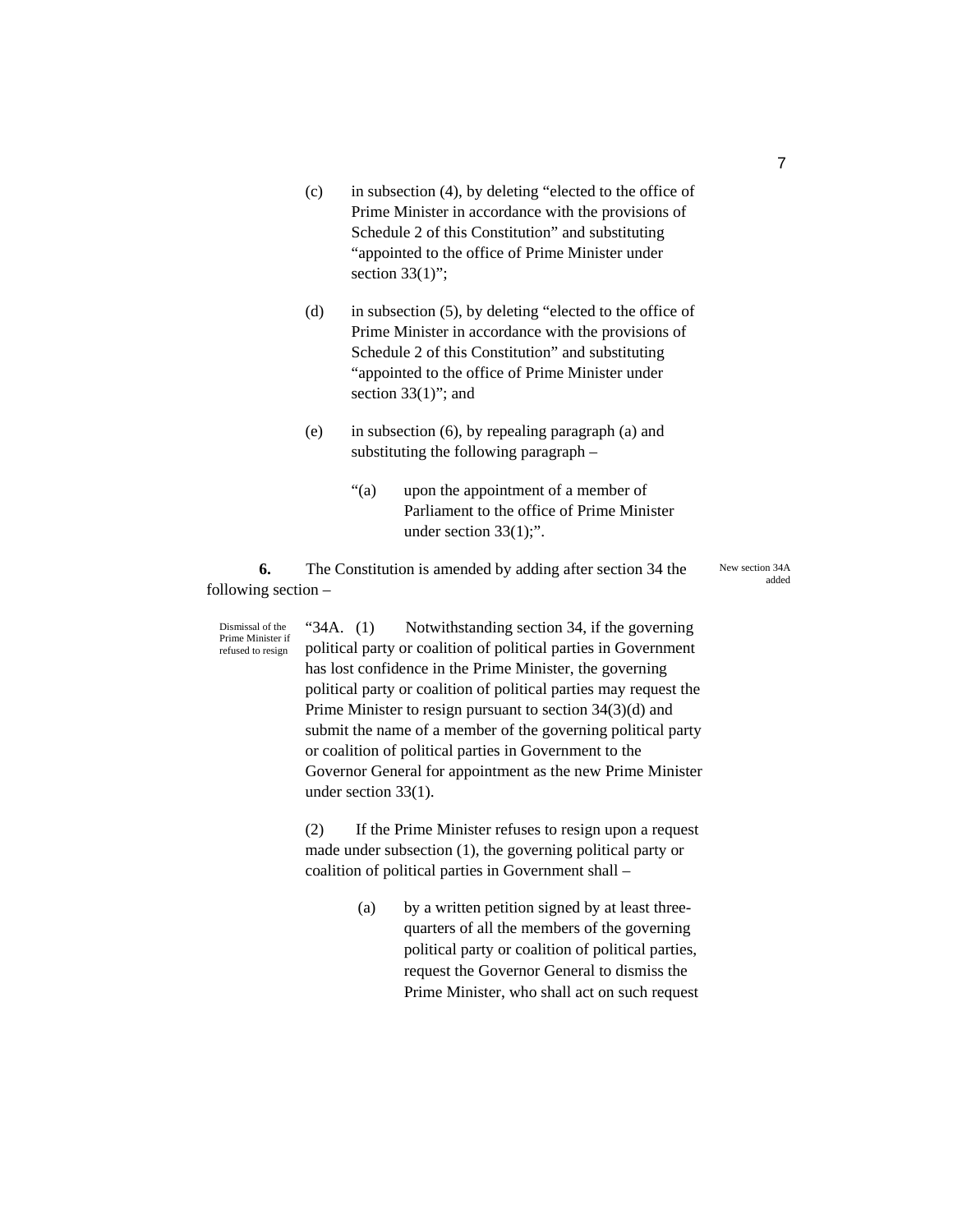(c) in subsection (4), by deleting "elected to the office of Prime Minister in accordance with the provisions of Schedule 2 of this Constitution" and substituting "appointed to the office of Prime Minister under section 33(1)";

(d) in subsection (5), by deleting "elected to the office of Prime Minister in accordance with the provisions of Schedule 2 of this Constitution" and substituting "appointed to the office of Prime Minister under section 33(1)"; and

(e) in subsection (6), by repealing paragraph (a) and substituting the following paragraph –

"(a) upon the appointment of a member of Parliament to the office of Prime Minister under section 33(1);".

New section 34A added

**6.** The Constitution is amended by adding after section 34 the following section –

Dismissal of the Prime Minister if refused to resign

"34A. (1) Notwithstanding section 34, if the governing political party or coalition of political parties in Government has lost confidence in the Prime Minister, the governing political party or coalition of political parties may request the Prime Minister to resign pursuant to section 34(3)(d) and submit the name of a member of the governing political party or coalition of political parties in Government to the Governor General for appointment as the new Prime Minister under section 33(1).

(2) If the Prime Minister refuses to resign upon a request made under subsection (1), the governing political party or coalition of political parties in Government shall –

(a) by a written petition signed by at least three-quarters of all the members of the governing political party or coalition of political parties, request the Governor General to dismiss the Prime Minister, who shall act on such request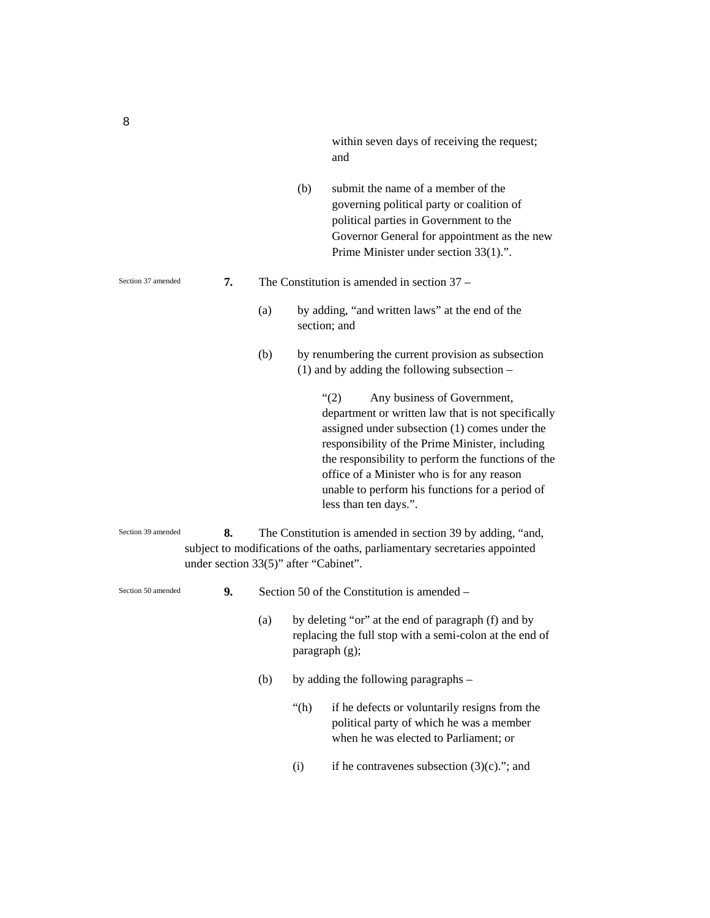within seven days of receiving the request; and

(b) submit the name of a member of the governing political party or coalition of political parties in Government to the Governor General for appointment as the new Prime Minister under section 33(1).".

Section 37 amended

**7.** The Constitution is amended in section 37 –

(a) by adding, "and written laws" at the end of the section; and

(b) by renumbering the current provision as subsection (1) and by adding the following subsection –

"(2) Any business of Government, department or written law that is not specifically assigned under subsection (1) comes under the responsibility of the Prime Minister, including the responsibility to perform the functions of the office of a Minister who is for any reason unable to perform his functions for a period of less than ten days.".

Section 39 amended

**8.** The Constitution is amended in section 39 by adding, "and, subject to modifications of the oaths, parliamentary secretaries appointed under section 33(5)" after "Cabinet".

Section 50 amended

**9.** Section 50 of the Constitution is amended –

(a) by deleting "or" at the end of paragraph (f) and by replacing the full stop with a semi-colon at the end of paragraph (g);

(b) by adding the following paragraphs –

"(h) if he defects or voluntarily resigns from the political party of which he was a member when he was elected to Parliament; or

(i) if he contravenes subsection (3)(c)."; and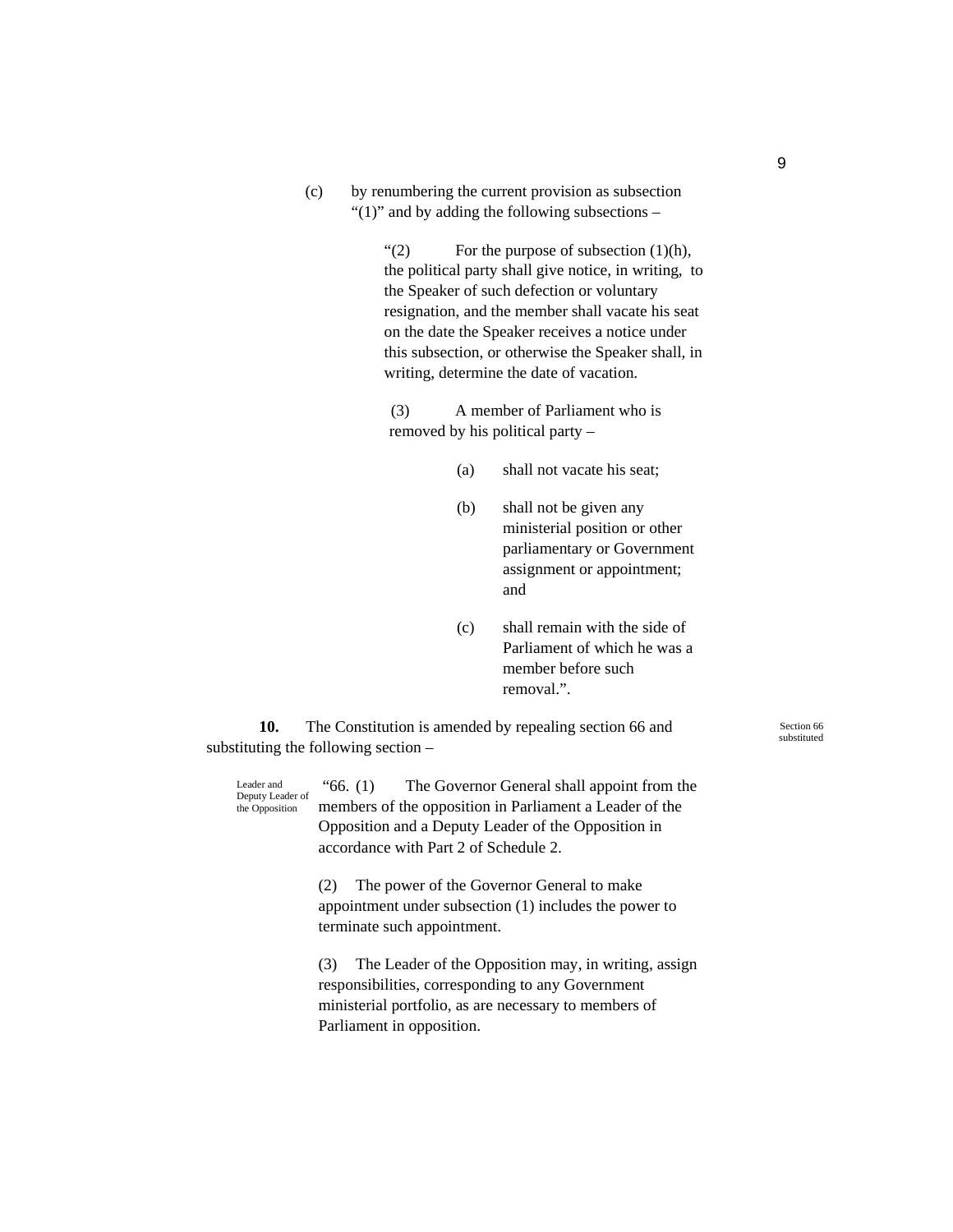(c) by renumbering the current provision as subsection "(1)" and by adding the following subsections –

> "(2) For the purpose of subsection (1)(h), the political party shall give notice, in writing, to the Speaker of such defection or voluntary resignation, and the member shall vacate his seat on the date the Speaker receives a notice under this subsection, or otherwise the Speaker shall, in writing, determine the date of vacation.
>
> (3) A member of Parliament who is removed by his political party –
>
> (a) shall not vacate his seat;
>
> (b) shall not be given any ministerial position or other parliamentary or Government assignment or appointment; and
>
> (c) shall remain with the side of Parliament of which he was a member before such removal.".

*Section 66 substituted*

**10.** The Constitution is amended by repealing section 66 and substituting the following section –

*Leader and Deputy Leader of the Opposition*

> "66. (1) The Governor General shall appoint from the members of the opposition in Parliament a Leader of the Opposition and a Deputy Leader of the Opposition in accordance with Part 2 of Schedule 2.
>
> (2) The power of the Governor General to make appointment under subsection (1) includes the power to terminate such appointment.
>
> (3) The Leader of the Opposition may, in writing, assign responsibilities, corresponding to any Government ministerial portfolio, as are necessary to members of Parliament in opposition.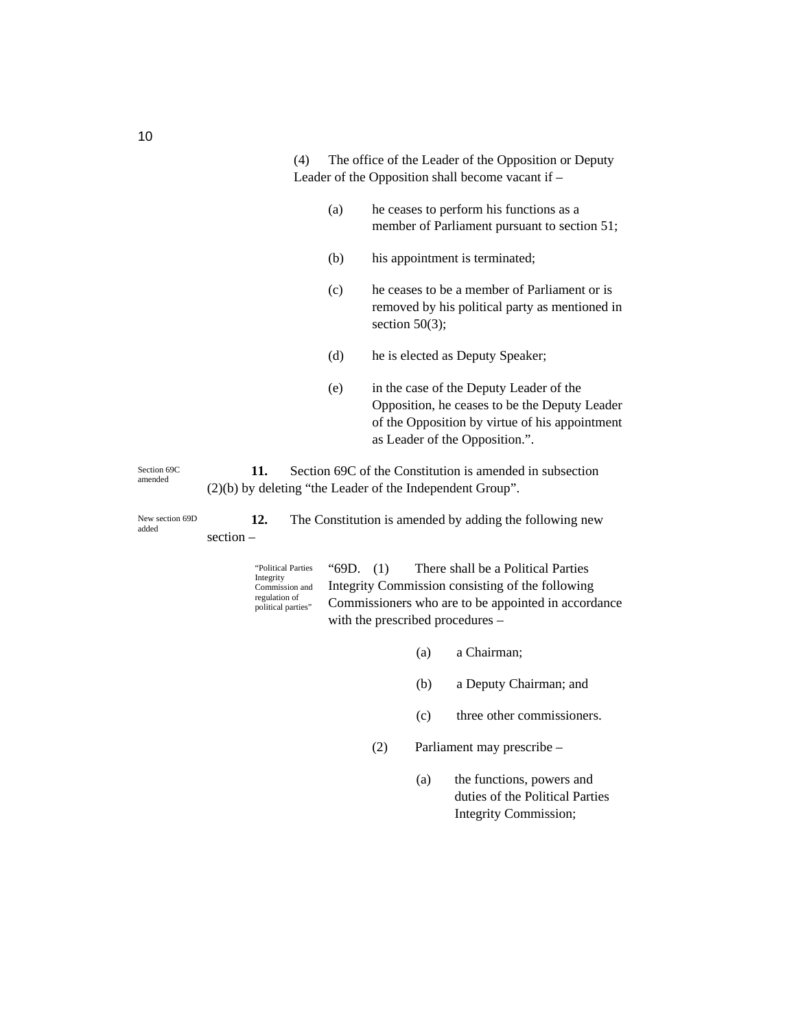(4) The office of the Leader of the Opposition or Deputy Leader of the Opposition shall become vacant if –

(a) he ceases to perform his functions as a member of Parliament pursuant to section 51;

(b) his appointment is terminated;

(c) he ceases to be a member of Parliament or is removed by his political party as mentioned in section 50(3);

(d) he is elected as Deputy Speaker;

(e) in the case of the Deputy Leader of the Opposition, he ceases to be the Deputy Leader of the Opposition by virtue of his appointment as Leader of the Opposition.".

Section 69C amended

**11.** Section 69C of the Constitution is amended in subsection (2)(b) by deleting "the Leader of the Independent Group".

New section 69D added

**12.** The Constitution is amended by adding the following new section –

"Political Parties Integrity Commission and regulation of political parties"

"69D. (1) There shall be a Political Parties Integrity Commission consisting of the following Commissioners who are to be appointed in accordance with the prescribed procedures –

(a) a Chairman;

(b) a Deputy Chairman; and

(c) three other commissioners.

(2) Parliament may prescribe –

(a) the functions, powers and duties of the Political Parties Integrity Commission;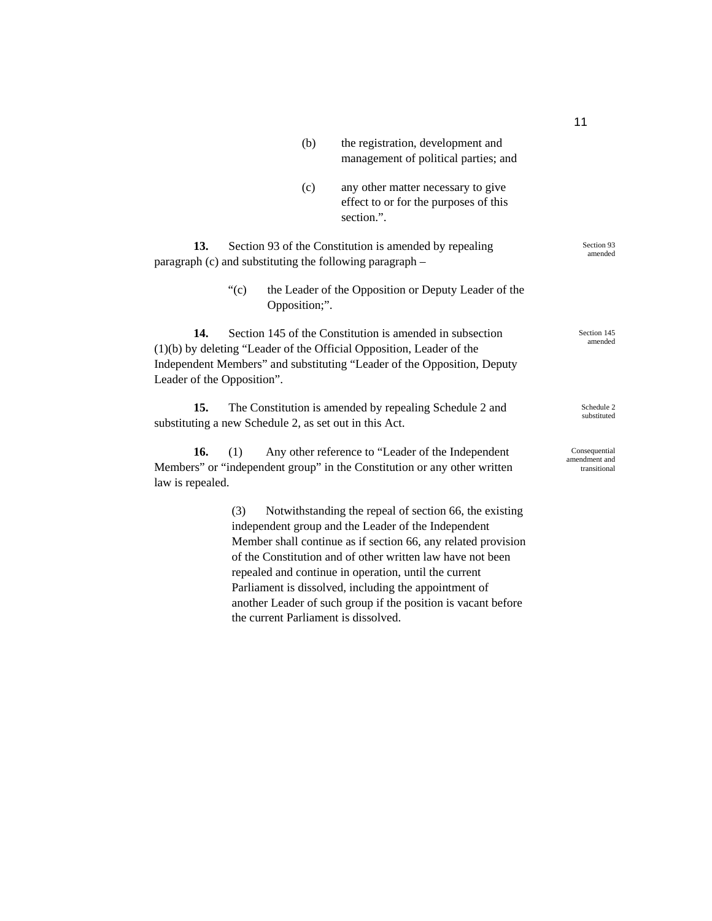(b) the registration, development and management of political parties; and

(c) any other matter necessary to give effect to or for the purposes of this section.".

Section 93 amended

**13.** Section 93 of the Constitution is amended by repealing paragraph (c) and substituting the following paragraph –

"(c) the Leader of the Opposition or Deputy Leader of the Opposition;".

Section 145 amended

**14.** Section 145 of the Constitution is amended in subsection (1)(b) by deleting "Leader of the Official Opposition, Leader of the Independent Members" and substituting "Leader of the Opposition, Deputy Leader of the Opposition".

Schedule 2 substituted

**15.** The Constitution is amended by repealing Schedule 2 and substituting a new Schedule 2, as set out in this Act.

Consequential amendment and transitional

**16.** (1) Any other reference to "Leader of the Independent Members" or "independent group" in the Constitution or any other written law is repealed.

(3) Notwithstanding the repeal of section 66, the existing independent group and the Leader of the Independent Member shall continue as if section 66, any related provision of the Constitution and of other written law have not been repealed and continue in operation, until the current Parliament is dissolved, including the appointment of another Leader of such group if the position is vacant before the current Parliament is dissolved.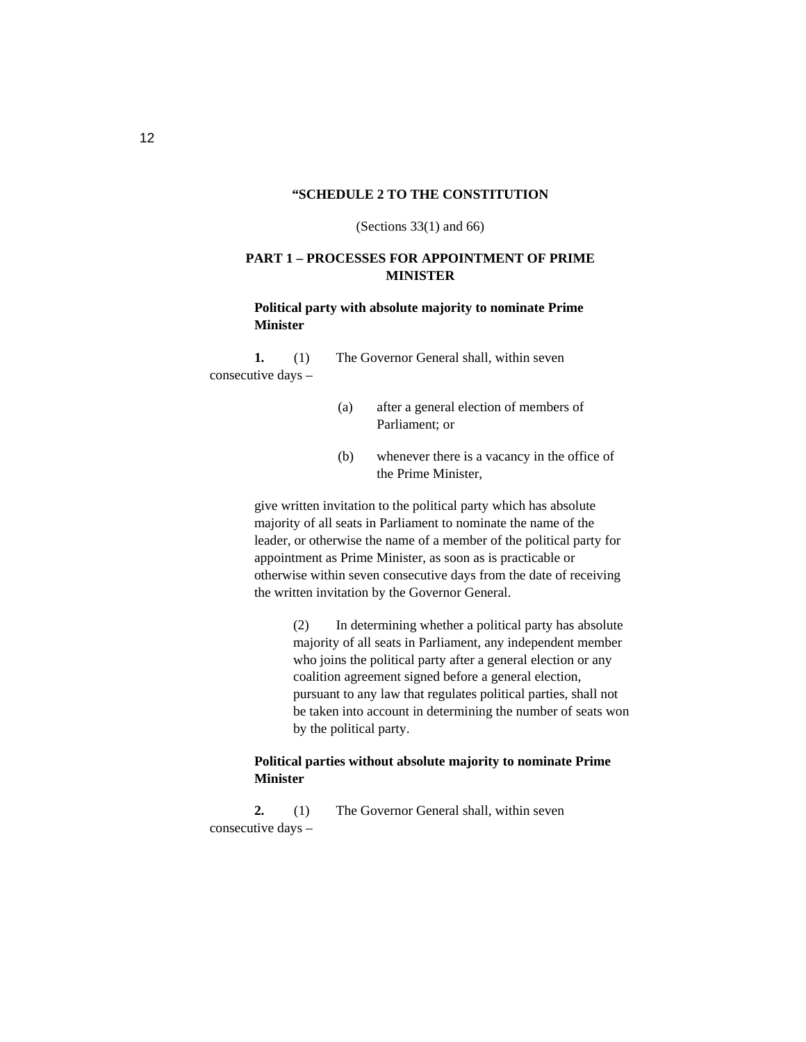**“SCHEDULE 2 TO THE CONSTITUTION**

(Sections 33(1) and 66)

## PART 1 – PROCESSES FOR APPOINTMENT OF PRIME MINISTER

### Political party with absolute majority to nominate Prime Minister

**1.** (1) The Governor General shall, within seven consecutive days –

(a) after a general election of members of Parliament; or

(b) whenever there is a vacancy in the office of the Prime Minister,

give written invitation to the political party which has absolute majority of all seats in Parliament to nominate the name of the leader, or otherwise the name of a member of the political party for appointment as Prime Minister, as soon as is practicable or otherwise within seven consecutive days from the date of receiving the written invitation by the Governor General.

(2) In determining whether a political party has absolute majority of all seats in Parliament, any independent member who joins the political party after a general election or any coalition agreement signed before a general election, pursuant to any law that regulates political parties, shall not be taken into account in determining the number of seats won by the political party.

### Political parties without absolute majority to nominate Prime Minister

**2.** (1) The Governor General shall, within seven consecutive days –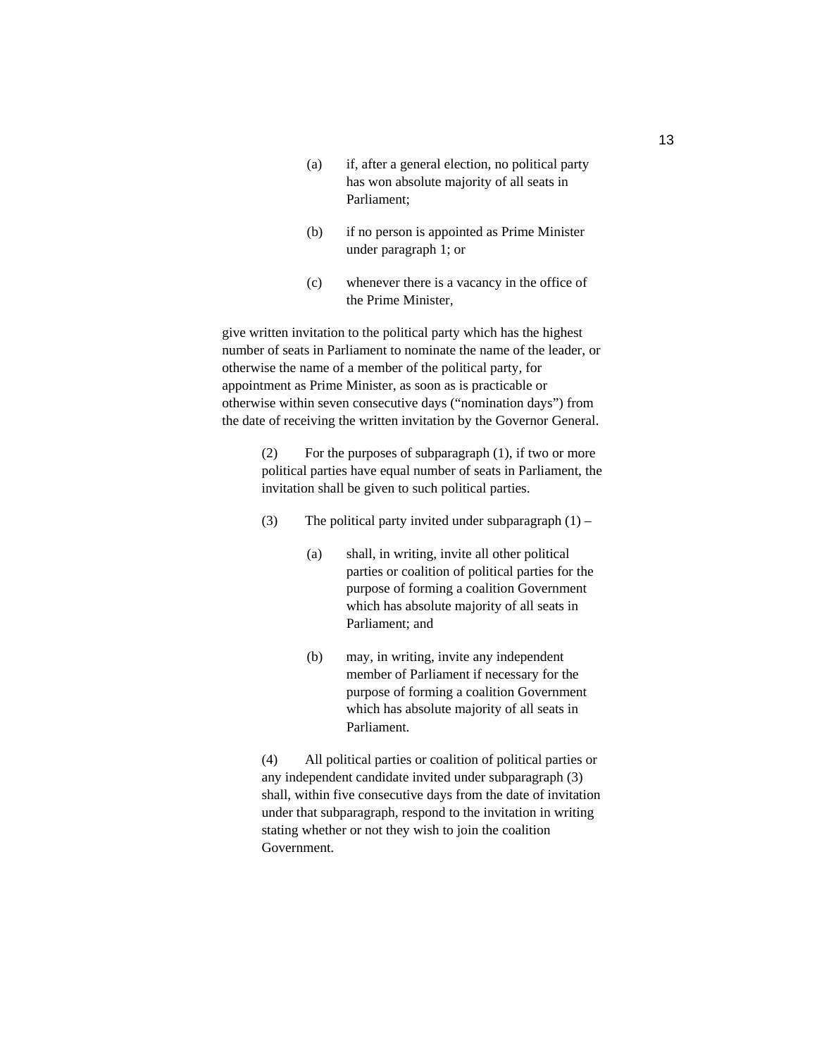(a) if, after a general election, no political party has won absolute majority of all seats in Parliament;

(b) if no person is appointed as Prime Minister under paragraph 1; or

(c) whenever there is a vacancy in the office of the Prime Minister,

give written invitation to the political party which has the highest number of seats in Parliament to nominate the name of the leader, or otherwise the name of a member of the political party, for appointment as Prime Minister, as soon as is practicable or otherwise within seven consecutive days (“nomination days”) from the date of receiving the written invitation by the Governor General.

(2) For the purposes of subparagraph (1), if two or more political parties have equal number of seats in Parliament, the invitation shall be given to such political parties.

(3) The political party invited under subparagraph (1) –

(a) shall, in writing, invite all other political parties or coalition of political parties for the purpose of forming a coalition Government which has absolute majority of all seats in Parliament; and

(b) may, in writing, invite any independent member of Parliament if necessary for the purpose of forming a coalition Government which has absolute majority of all seats in Parliament.

(4) All political parties or coalition of political parties or any independent candidate invited under subparagraph (3) shall, within five consecutive days from the date of invitation under that subparagraph, respond to the invitation in writing stating whether or not they wish to join the coalition Government.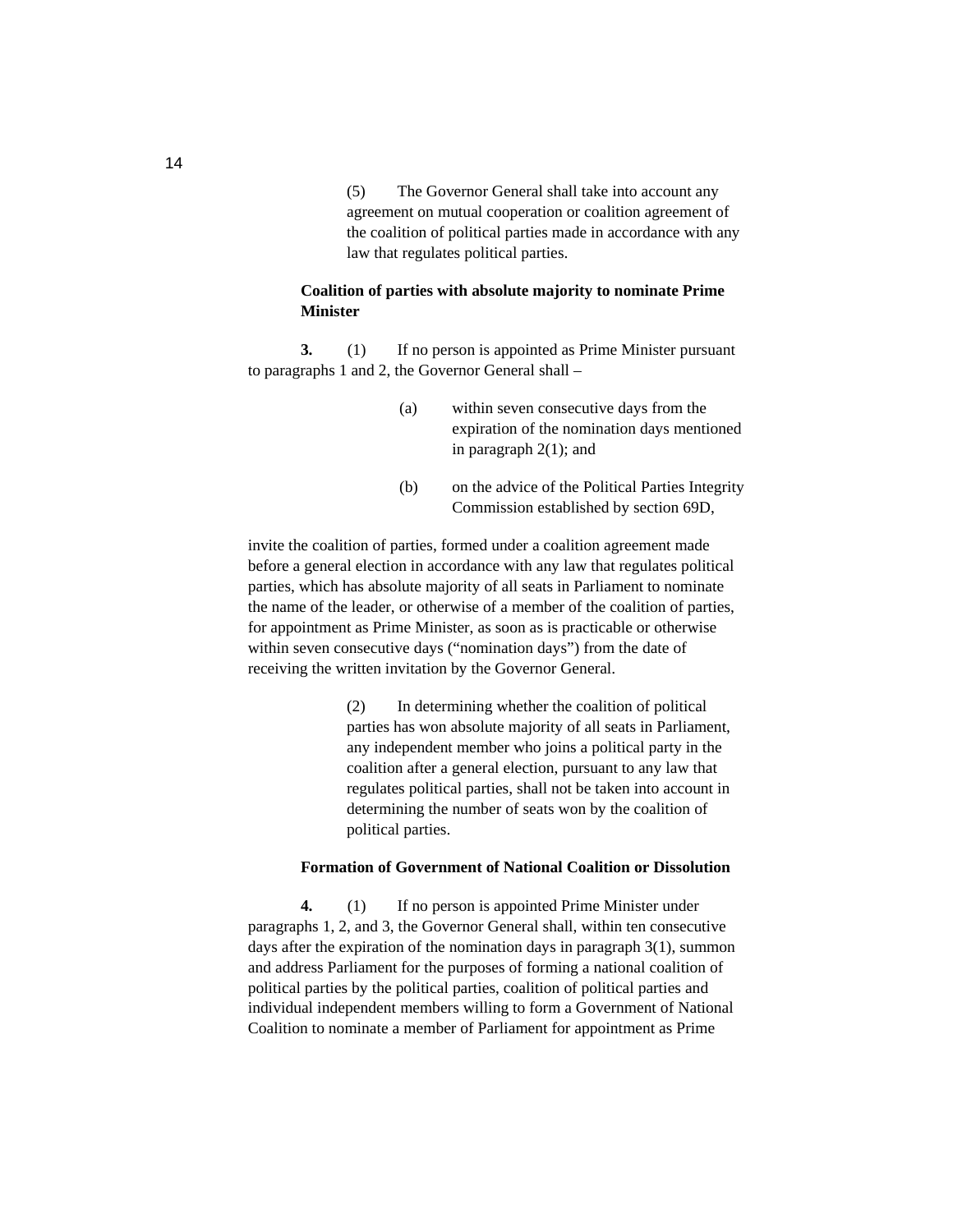(5) The Governor General shall take into account any agreement on mutual cooperation or coalition agreement of the coalition of political parties made in accordance with any law that regulates political parties.

**Coalition of parties with absolute majority to nominate Prime Minister**

**3.** (1) If no person is appointed as Prime Minister pursuant to paragraphs 1 and 2, the Governor General shall –

(a) within seven consecutive days from the expiration of the nomination days mentioned in paragraph 2(1); and

(b) on the advice of the Political Parties Integrity Commission established by section 69D,

invite the coalition of parties, formed under a coalition agreement made before a general election in accordance with any law that regulates political parties, which has absolute majority of all seats in Parliament to nominate the name of the leader, or otherwise of a member of the coalition of parties, for appointment as Prime Minister, as soon as is practicable or otherwise within seven consecutive days ("nomination days") from the date of receiving the written invitation by the Governor General.

(2) In determining whether the coalition of political parties has won absolute majority of all seats in Parliament, any independent member who joins a political party in the coalition after a general election, pursuant to any law that regulates political parties, shall not be taken into account in determining the number of seats won by the coalition of political parties.

**Formation of Government of National Coalition or Dissolution**

**4.** (1) If no person is appointed Prime Minister under paragraphs 1, 2, and 3, the Governor General shall, within ten consecutive days after the expiration of the nomination days in paragraph 3(1), summon and address Parliament for the purposes of forming a national coalition of political parties by the political parties, coalition of political parties and individual independent members willing to form a Government of National Coalition to nominate a member of Parliament for appointment as Prime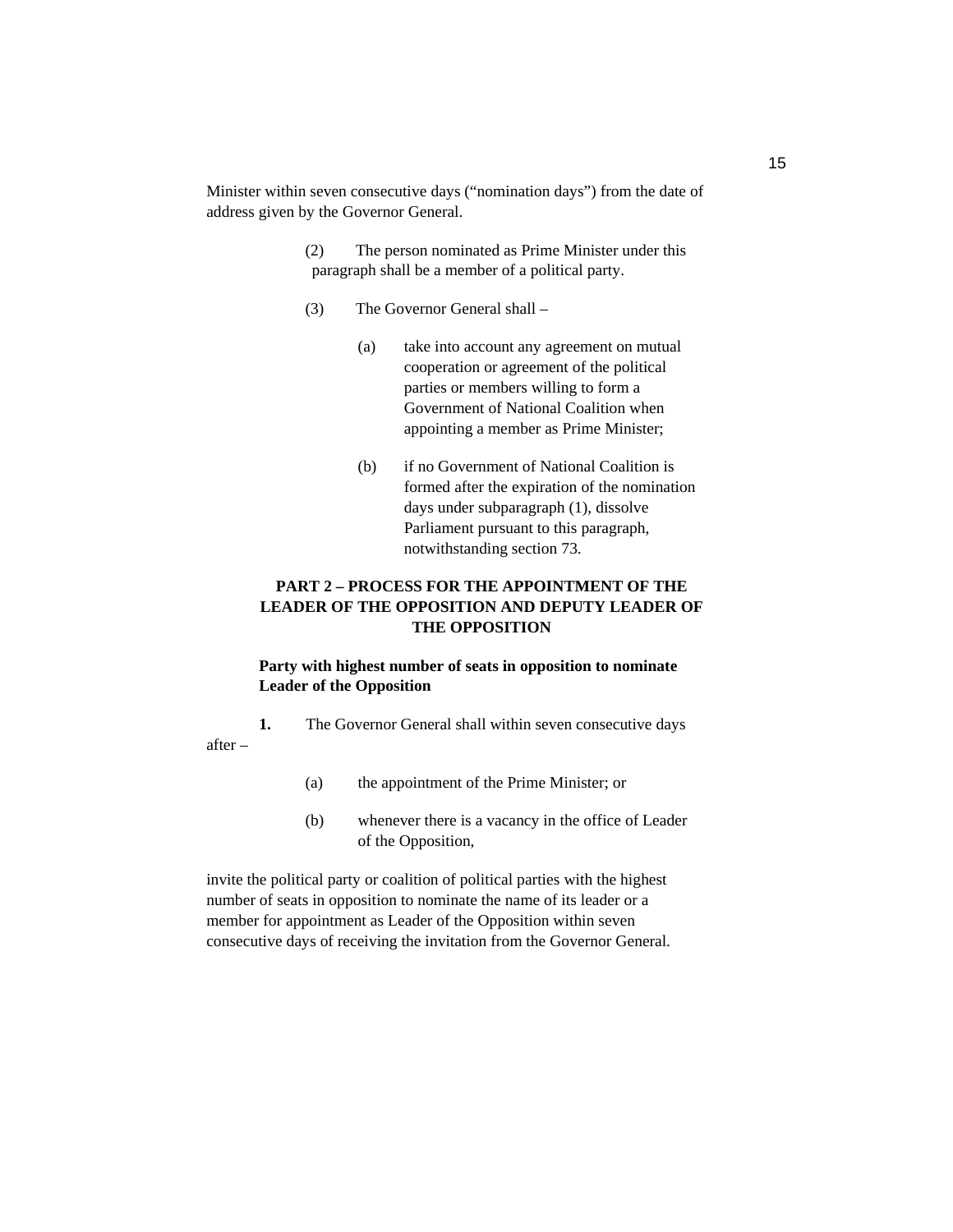Minister within seven consecutive days ("nomination days") from the date of address given by the Governor General.

(2) The person nominated as Prime Minister under this paragraph shall be a member of a political party.

(3) The Governor General shall –

(a) take into account any agreement on mutual cooperation or agreement of the political parties or members willing to form a Government of National Coalition when appointing a member as Prime Minister;

(b) if no Government of National Coalition is formed after the expiration of the nomination days under subparagraph (1), dissolve Parliament pursuant to this paragraph, notwithstanding section 73.

## PART 2 – PROCESS FOR THE APPOINTMENT OF THE LEADER OF THE OPPOSITION AND DEPUTY LEADER OF THE OPPOSITION

**Party with highest number of seats in opposition to nominate Leader of the Opposition**

**1.** The Governor General shall within seven consecutive days after –

(a) the appointment of the Prime Minister; or

(b) whenever there is a vacancy in the office of Leader of the Opposition,

invite the political party or coalition of political parties with the highest number of seats in opposition to nominate the name of its leader or a member for appointment as Leader of the Opposition within seven consecutive days of receiving the invitation from the Governor General.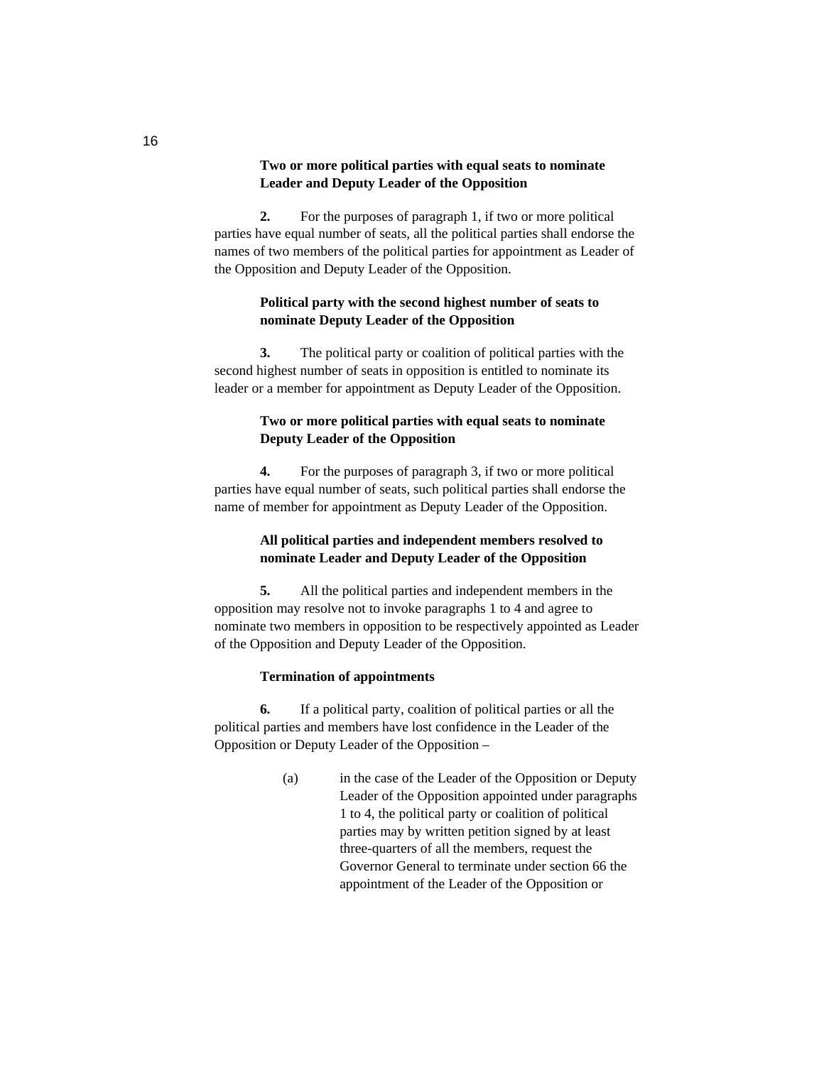**Two or more political parties with equal seats to nominate Leader and Deputy Leader of the Opposition**

**2.** For the purposes of paragraph 1, if two or more political parties have equal number of seats, all the political parties shall endorse the names of two members of the political parties for appointment as Leader of the Opposition and Deputy Leader of the Opposition.

**Political party with the second highest number of seats to nominate Deputy Leader of the Opposition**

**3.** The political party or coalition of political parties with the second highest number of seats in opposition is entitled to nominate its leader or a member for appointment as Deputy Leader of the Opposition.

**Two or more political parties with equal seats to nominate Deputy Leader of the Opposition**

**4.** For the purposes of paragraph 3, if two or more political parties have equal number of seats, such political parties shall endorse the name of member for appointment as Deputy Leader of the Opposition.

**All political parties and independent members resolved to nominate Leader and Deputy Leader of the Opposition**

**5.** All the political parties and independent members in the opposition may resolve not to invoke paragraphs 1 to 4 and agree to nominate two members in opposition to be respectively appointed as Leader of the Opposition and Deputy Leader of the Opposition.

**Termination of appointments**

**6.** If a political party, coalition of political parties or all the political parties and members have lost confidence in the Leader of the Opposition or Deputy Leader of the Opposition –

(a) in the case of the Leader of the Opposition or Deputy Leader of the Opposition appointed under paragraphs 1 to 4, the political party or coalition of political parties may by written petition signed by at least three-quarters of all the members, request the Governor General to terminate under section 66 the appointment of the Leader of the Opposition or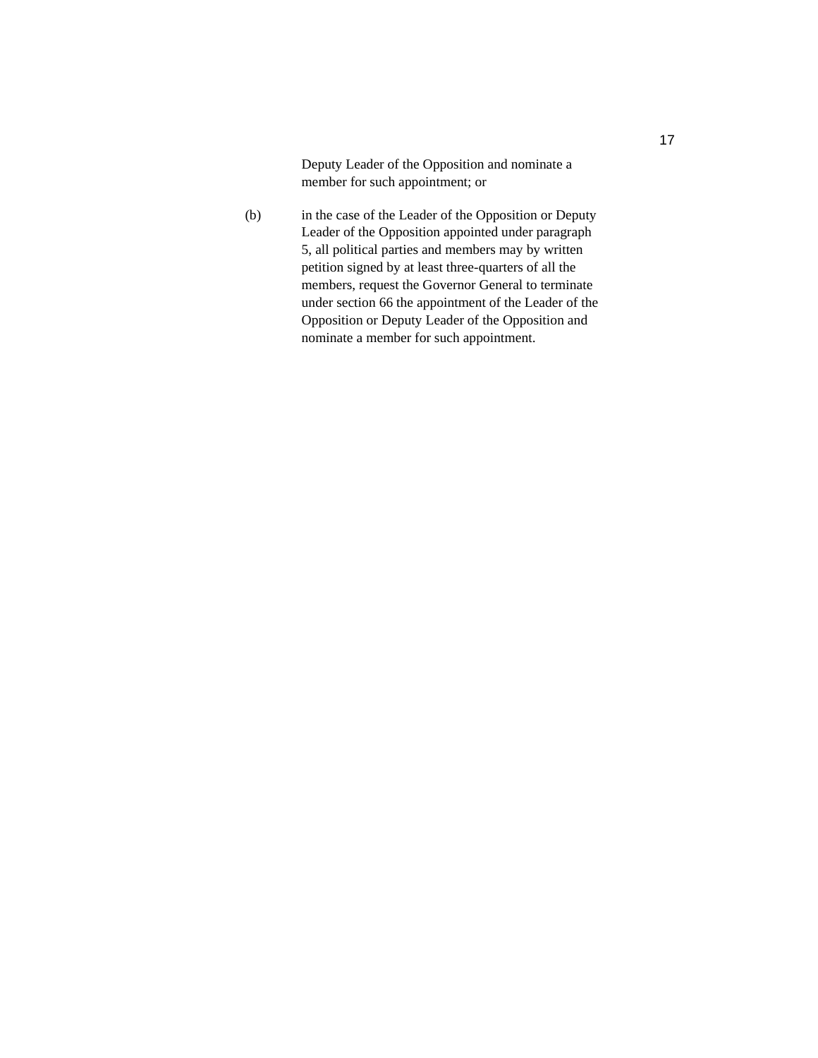Deputy Leader of the Opposition and nominate a member for such appointment; or

(b) in the case of the Leader of the Opposition or Deputy Leader of the Opposition appointed under paragraph 5, all political parties and members may by written petition signed by at least three-quarters of all the members, request the Governor General to terminate under section 66 the appointment of the Leader of the Opposition or Deputy Leader of the Opposition and nominate a member for such appointment.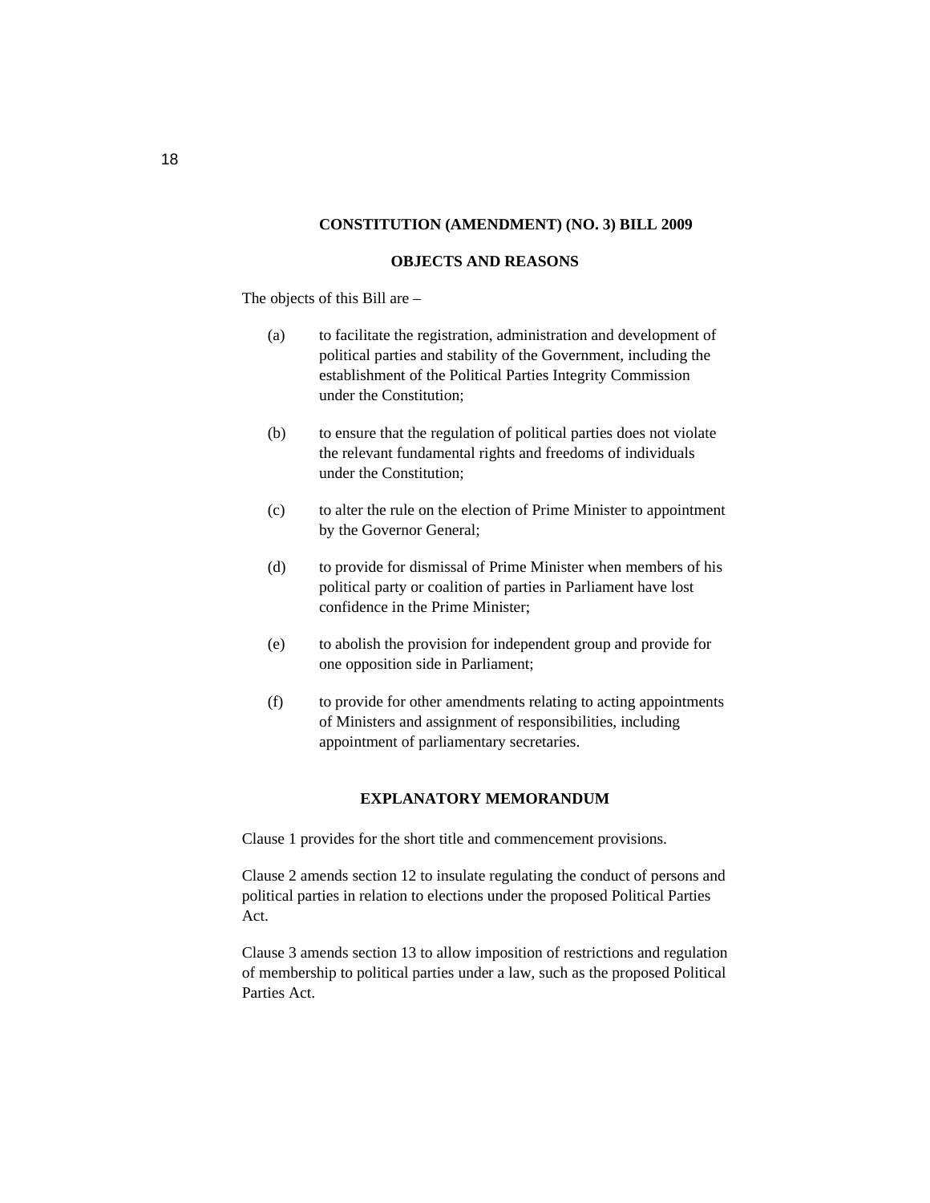## CONSTITUTION (AMENDMENT) (NO. 3) BILL 2009

### OBJECTS AND REASONS

The objects of this Bill are –

(a) to facilitate the registration, administration and development of political parties and stability of the Government, including the establishment of the Political Parties Integrity Commission under the Constitution;

(b) to ensure that the regulation of political parties does not violate the relevant fundamental rights and freedoms of individuals under the Constitution;

(c) to alter the rule on the election of Prime Minister to appointment by the Governor General;

(d) to provide for dismissal of Prime Minister when members of his political party or coalition of parties in Parliament have lost confidence in the Prime Minister;

(e) to abolish the provision for independent group and provide for one opposition side in Parliament;

(f) to provide for other amendments relating to acting appointments of Ministers and assignment of responsibilities, including appointment of parliamentary secretaries.

### EXPLANATORY MEMORANDUM

Clause 1 provides for the short title and commencement provisions.

Clause 2 amends section 12 to insulate regulating the conduct of persons and political parties in relation to elections under the proposed Political Parties Act.

Clause 3 amends section 13 to allow imposition of restrictions and regulation of membership to political parties under a law, such as the proposed Political Parties Act.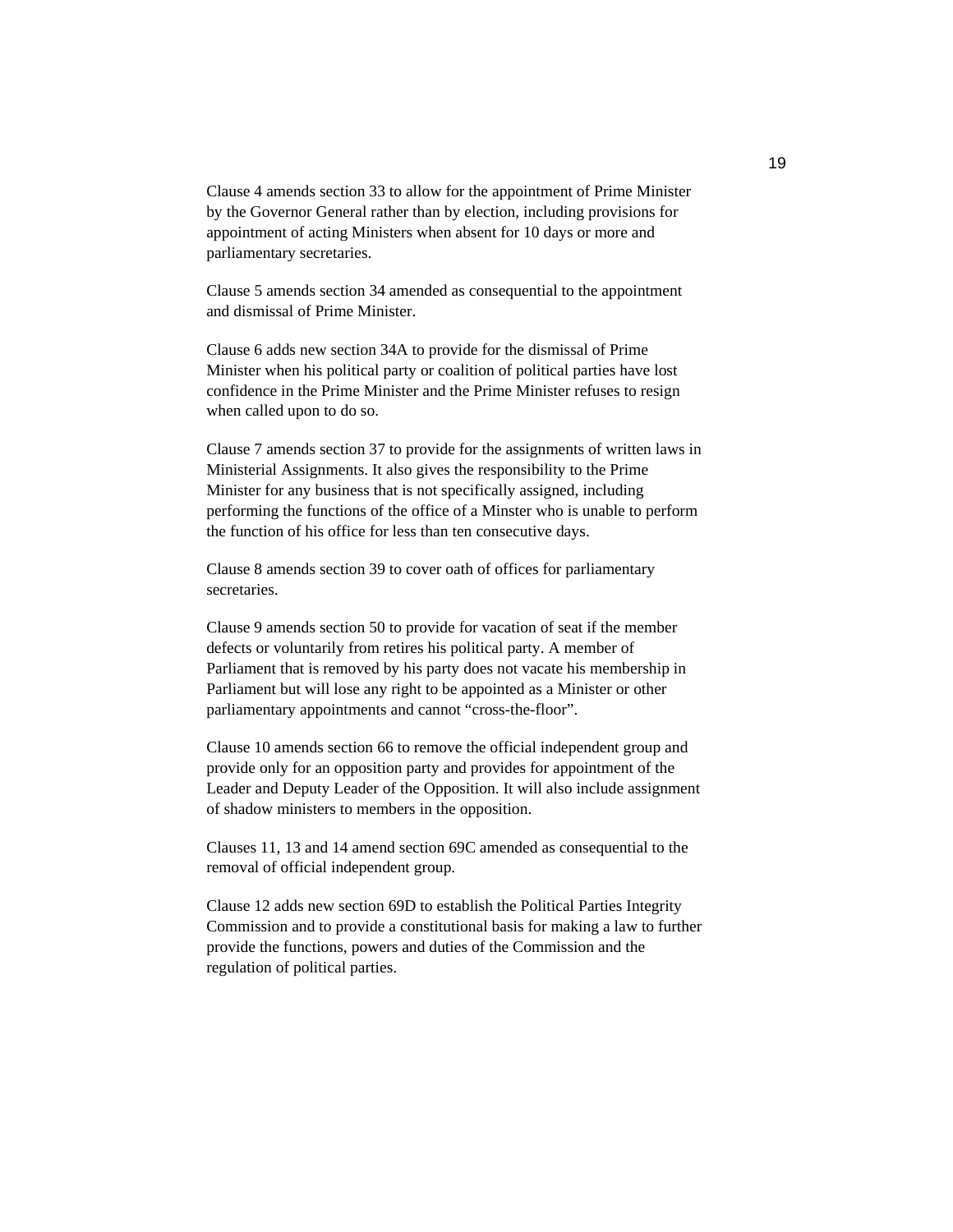Clause 4 amends section 33 to allow for the appointment of Prime Minister by the Governor General rather than by election, including provisions for appointment of acting Ministers when absent for 10 days or more and parliamentary secretaries.

Clause 5 amends section 34 amended as consequential to the appointment and dismissal of Prime Minister.

Clause 6 adds new section 34A to provide for the dismissal of Prime Minister when his political party or coalition of political parties have lost confidence in the Prime Minister and the Prime Minister refuses to resign when called upon to do so.

Clause 7 amends section 37 to provide for the assignments of written laws in Ministerial Assignments. It also gives the responsibility to the Prime Minister for any business that is not specifically assigned, including performing the functions of the office of a Minster who is unable to perform the function of his office for less than ten consecutive days.

Clause 8 amends section 39 to cover oath of offices for parliamentary secretaries.

Clause 9 amends section 50 to provide for vacation of seat if the member defects or voluntarily from retires his political party. A member of Parliament that is removed by his party does not vacate his membership in Parliament but will lose any right to be appointed as a Minister or other parliamentary appointments and cannot “cross-the-floor”.

Clause 10 amends section 66 to remove the official independent group and provide only for an opposition party and provides for appointment of the Leader and Deputy Leader of the Opposition. It will also include assignment of shadow ministers to members in the opposition.

Clauses 11, 13 and 14 amend section 69C amended as consequential to the removal of official independent group.

Clause 12 adds new section 69D to establish the Political Parties Integrity Commission and to provide a constitutional basis for making a law to further provide the functions, powers and duties of the Commission and the regulation of political parties.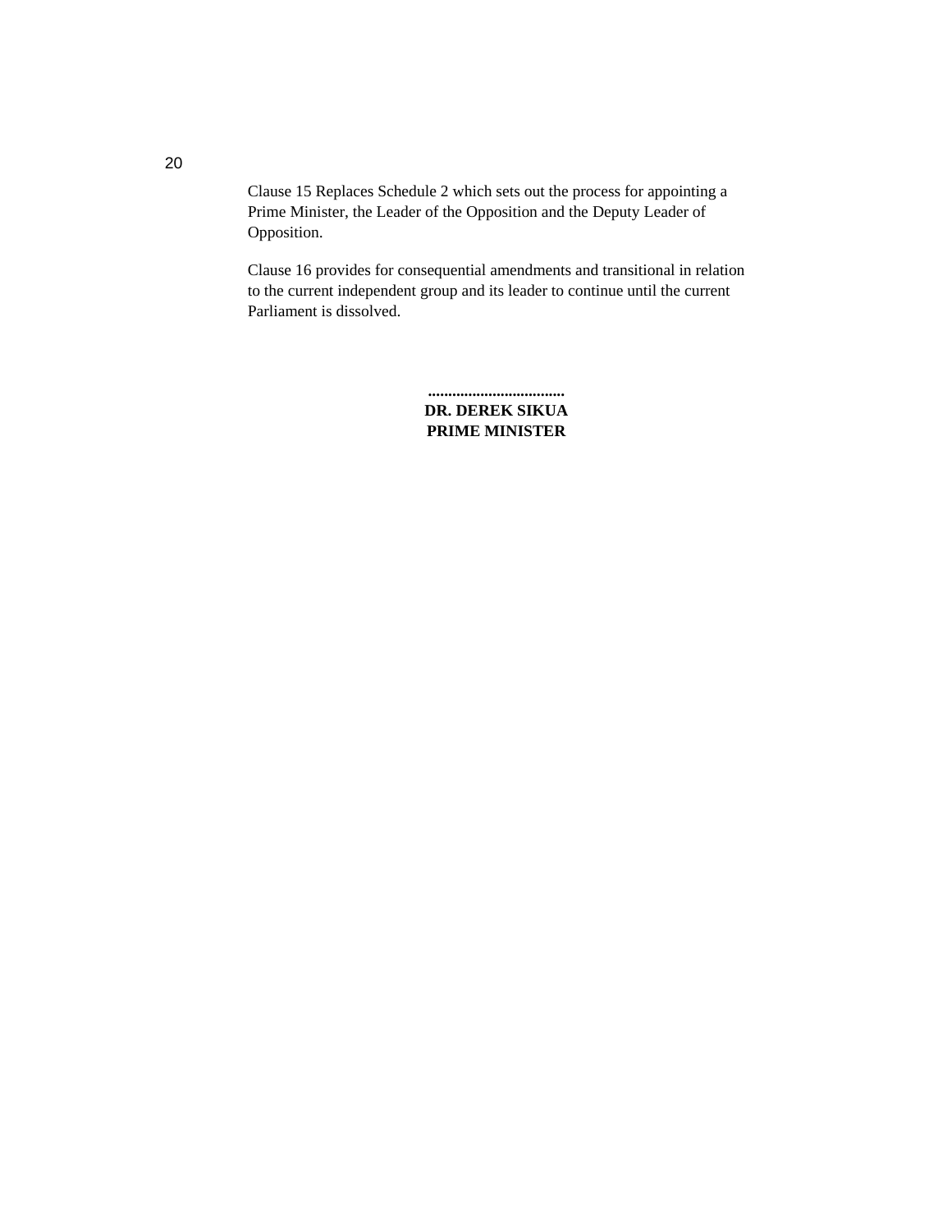Clause 15 Replaces Schedule 2 which sets out the process for appointing a Prime Minister, the Leader of the Opposition and the Deputy Leader of Opposition.

Clause 16 provides for consequential amendments and transitional in relation to the current independent group and its leader to continue until the current Parliament is dissolved.

**.................................**
**DR. DEREK SIKUA**
**PRIME MINISTER**